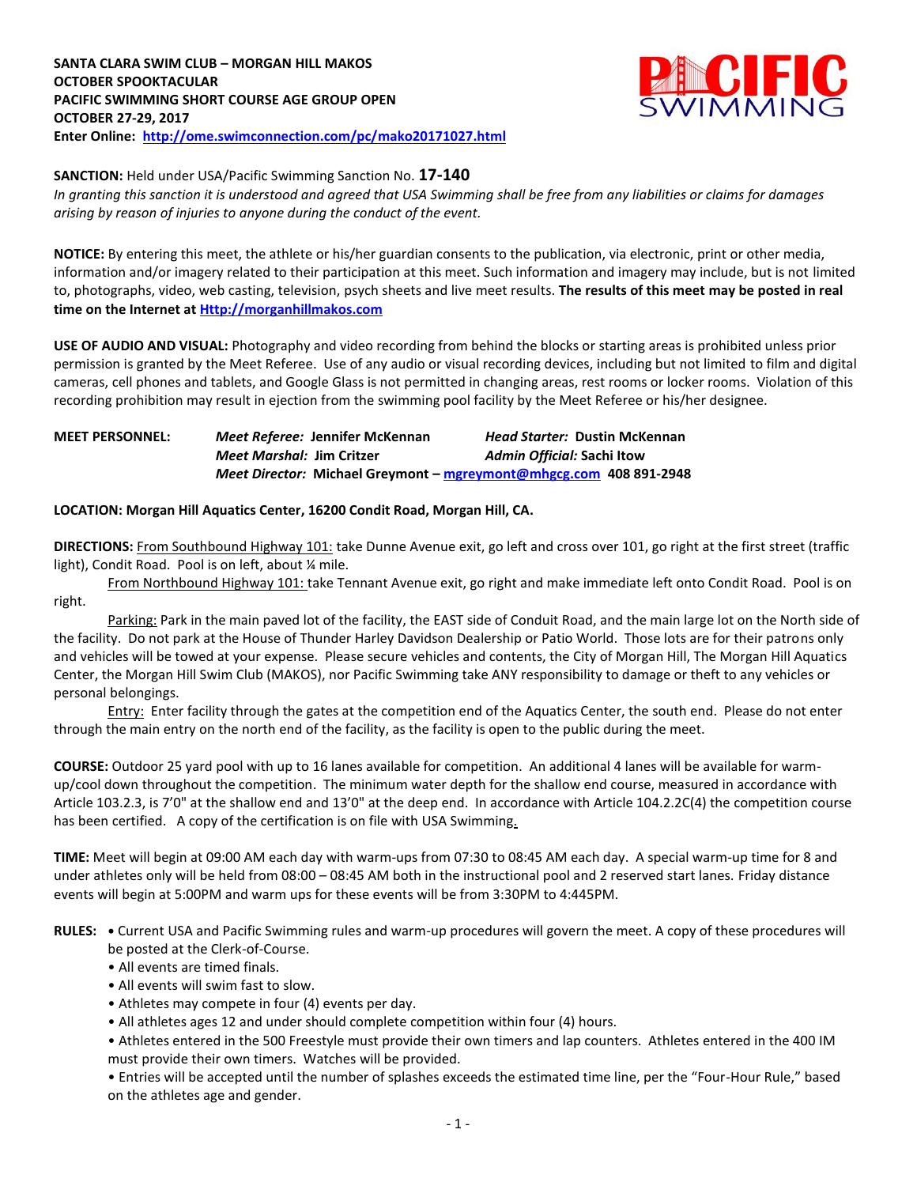**SANTA CLARA SWIM CLUB – MORGAN HILL MAKOS**
**OCTOBER SPOOKTACULAR**
**PACIFIC SWIMMING SHORT COURSE AGE GROUP OPEN**
**OCTOBER 27-29, 2017**
**Enter Online: [http://ome.swimconnection.com/pc/mako20171027.html](http://ome.swimconnection.com/pc/mako20171027.html)**

**SANCTION:** Held under USA/Pacific Swimming Sanction No. **17-140**
*In granting this sanction it is understood and agreed that USA Swimming shall be free from any liabilities or claims for damages arising by reason of injuries to anyone during the conduct of the event.*

**NOTICE:** By entering this meet, the athlete or his/her guardian consents to the publication, via electronic, print or other media, information and/or imagery related to their participation at this meet. Such information and imagery may include, but is not limited to, photographs, video, web casting, television, psych sheets and live meet results. **The results of this meet may be posted in real time on the Internet at [Http://morganhillmakos.com](Http://morganhillmakos.com)**

**USE OF AUDIO AND VISUAL:** Photography and video recording from behind the blocks or starting areas is prohibited unless prior permission is granted by the Meet Referee. Use of any audio or visual recording devices, including but not limited to film and digital cameras, cell phones and tablets, and Google Glass is not permitted in changing areas, rest rooms or locker rooms. Violation of this recording prohibition may result in ejection from the swimming pool facility by the Meet Referee or his/her designee.

**MEET PERSONNEL:** *Meet Referee:* **Jennifer McKennan** *Head Starter:* **Dustin McKennan**
*Meet Marshal:* **Jim Critzer** *Admin Official:* **Sachi Itow**
*Meet Director:* **Michael Greymont – [mgreymont@mhgcg.com](mailto:mgreymont@mhgcg.com) 408 891-2948**

**LOCATION: Morgan Hill Aquatics Center, 16200 Condit Road, Morgan Hill, CA.**

**DIRECTIONS:** From Southbound Highway 101: take Dunne Avenue exit, go left and cross over 101, go right at the first street (traffic light), Condit Road. Pool is on left, about ¼ mile.

From Northbound Highway 101: take Tennant Avenue exit, go right and make immediate left onto Condit Road. Pool is on right.

Parking: Park in the main paved lot of the facility, the EAST side of Conduit Road, and the main large lot on the North side of the facility. Do not park at the House of Thunder Harley Davidson Dealership or Patio World. Those lots are for their patrons only and vehicles will be towed at your expense. Please secure vehicles and contents, the City of Morgan Hill, The Morgan Hill Aquatics Center, the Morgan Hill Swim Club (MAKOS), nor Pacific Swimming take ANY responsibility to damage or theft to any vehicles or personal belongings.

Entry: Enter facility through the gates at the competition end of the Aquatics Center, the south end. Please do not enter through the main entry on the north end of the facility, as the facility is open to the public during the meet.

**COURSE:** Outdoor 25 yard pool with up to 16 lanes available for competition. An additional 4 lanes will be available for warm-up/cool down throughout the competition. The minimum water depth for the shallow end course, measured in accordance with Article 103.2.3, is 7'0" at the shallow end and 13'0" at the deep end. In accordance with Article 104.2.2C(4) the competition course has been certified. A copy of the certification is on file with USA Swimming.

**TIME:** Meet will begin at 09:00 AM each day with warm-ups from 07:30 to 08:45 AM each day. A special warm-up time for 8 and under athletes only will be held from 08:00 – 08:45 AM both in the instructional pool and 2 reserved start lanes. Friday distance events will begin at 5:00PM and warm ups for these events will be from 3:30PM to 4:445PM.

**RULES:**
- Current USA and Pacific Swimming rules and warm-up procedures will govern the meet. A copy of these procedures will be posted at the Clerk-of-Course.
- All events are timed finals.
- All events will swim fast to slow.
- Athletes may compete in four (4) events per day.
- All athletes ages 12 and under should complete competition within four (4) hours.
- Athletes entered in the 500 Freestyle must provide their own timers and lap counters. Athletes entered in the 400 IM must provide their own timers. Watches will be provided.
- Entries will be accepted until the number of splashes exceeds the estimated time line, per the "Four-Hour Rule," based on the athletes age and gender.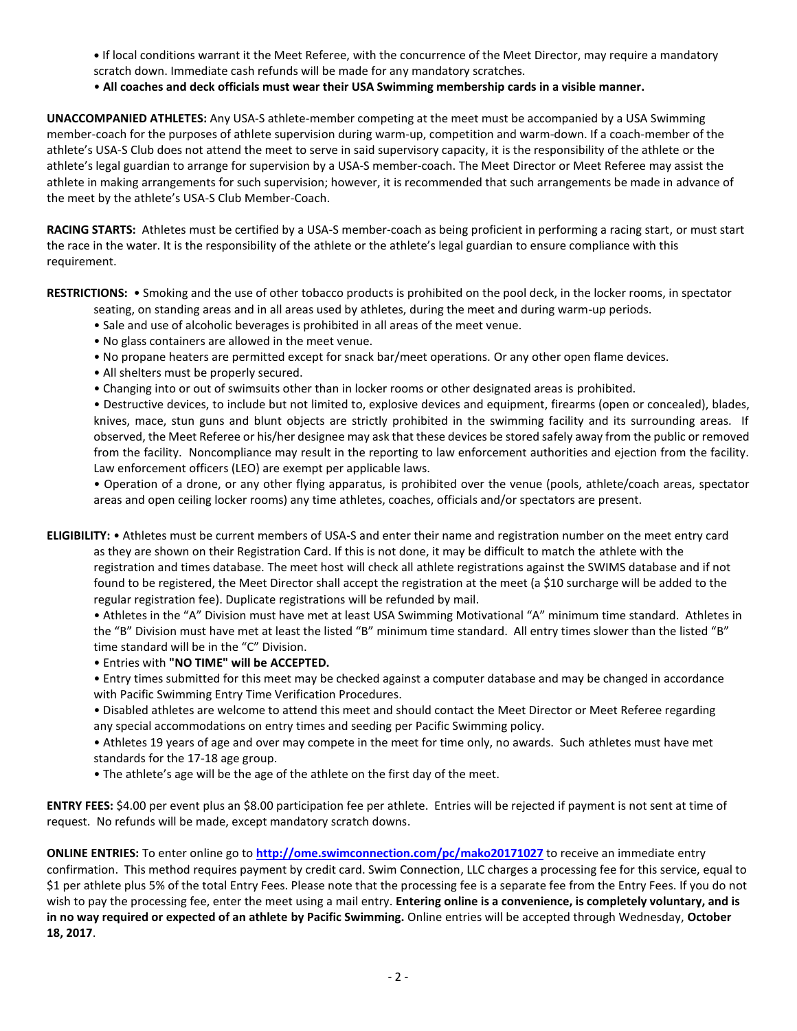- If local conditions warrant it the Meet Referee, with the concurrence of the Meet Director, may require a mandatory scratch down. Immediate cash refunds will be made for any mandatory scratches.
- **All coaches and deck officials must wear their USA Swimming membership cards in a visible manner.**

**UNACCOMPANIED ATHLETES:** Any USA-S athlete-member competing at the meet must be accompanied by a USA Swimming member-coach for the purposes of athlete supervision during warm-up, competition and warm-down. If a coach-member of the athlete's USA-S Club does not attend the meet to serve in said supervisory capacity, it is the responsibility of the athlete or the athlete's legal guardian to arrange for supervision by a USA-S member-coach. The Meet Director or Meet Referee may assist the athlete in making arrangements for such supervision; however, it is recommended that such arrangements be made in advance of the meet by the athlete's USA-S Club Member-Coach.

**RACING STARTS:** Athletes must be certified by a USA-S member-coach as being proficient in performing a racing start, or must start the race in the water. It is the responsibility of the athlete or the athlete's legal guardian to ensure compliance with this requirement.

**RESTRICTIONS:**
- Smoking and the use of other tobacco products is prohibited on the pool deck, in the locker rooms, in spectator seating, on standing areas and in all areas used by athletes, during the meet and during warm-up periods.
- Sale and use of alcoholic beverages is prohibited in all areas of the meet venue.
- No glass containers are allowed in the meet venue.
- No propane heaters are permitted except for snack bar/meet operations. Or any other open flame devices.
- All shelters must be properly secured.
- Changing into or out of swimsuits other than in locker rooms or other designated areas is prohibited.
- Destructive devices, to include but not limited to, explosive devices and equipment, firearms (open or concealed), blades, knives, mace, stun guns and blunt objects are strictly prohibited in the swimming facility and its surrounding areas. If observed, the Meet Referee or his/her designee may ask that these devices be stored safely away from the public or removed from the facility. Noncompliance may result in the reporting to law enforcement authorities and ejection from the facility. Law enforcement officers (LEO) are exempt per applicable laws.
- Operation of a drone, or any other flying apparatus, is prohibited over the venue (pools, athlete/coach areas, spectator areas and open ceiling locker rooms) any time athletes, coaches, officials and/or spectators are present.

**ELIGIBILITY:**
- Athletes must be current members of USA-S and enter their name and registration number on the meet entry card as they are shown on their Registration Card. If this is not done, it may be difficult to match the athlete with the registration and times database. The meet host will check all athlete registrations against the SWIMS database and if not found to be registered, the Meet Director shall accept the registration at the meet (a $10 surcharge will be added to the regular registration fee). Duplicate registrations will be refunded by mail.
- Athletes in the "A" Division must have met at least USA Swimming Motivational "A" minimum time standard. Athletes in the "B" Division must have met at least the listed "B" minimum time standard. All entry times slower than the listed "B" time standard will be in the "C" Division.
- Entries with **"NO TIME" will be ACCEPTED.**
- Entry times submitted for this meet may be checked against a computer database and may be changed in accordance with Pacific Swimming Entry Time Verification Procedures.
- Disabled athletes are welcome to attend this meet and should contact the Meet Director or Meet Referee regarding any special accommodations on entry times and seeding per Pacific Swimming policy.
- Athletes 19 years of age and over may compete in the meet for time only, no awards. Such athletes must have met standards for the 17-18 age group.
- The athlete's age will be the age of the athlete on the first day of the meet.

**ENTRY FEES:** $4.00 per event plus an $8.00 participation fee per athlete. Entries will be rejected if payment is not sent at time of request. No refunds will be made, except mandatory scratch downs.

**ONLINE ENTRIES:** To enter online go to **http://ome.swimconnection.com/pc/mako20171027** to receive an immediate entry confirmation. This method requires payment by credit card. Swim Connection, LLC charges a processing fee for this service, equal to $1 per athlete plus 5% of the total Entry Fees. Please note that the processing fee is a separate fee from the Entry Fees. If you do not wish to pay the processing fee, enter the meet using a mail entry. **Entering online is a convenience, is completely voluntary, and is in no way required or expected of an athlete by Pacific Swimming.** Online entries will be accepted through Wednesday, **October 18, 2017**.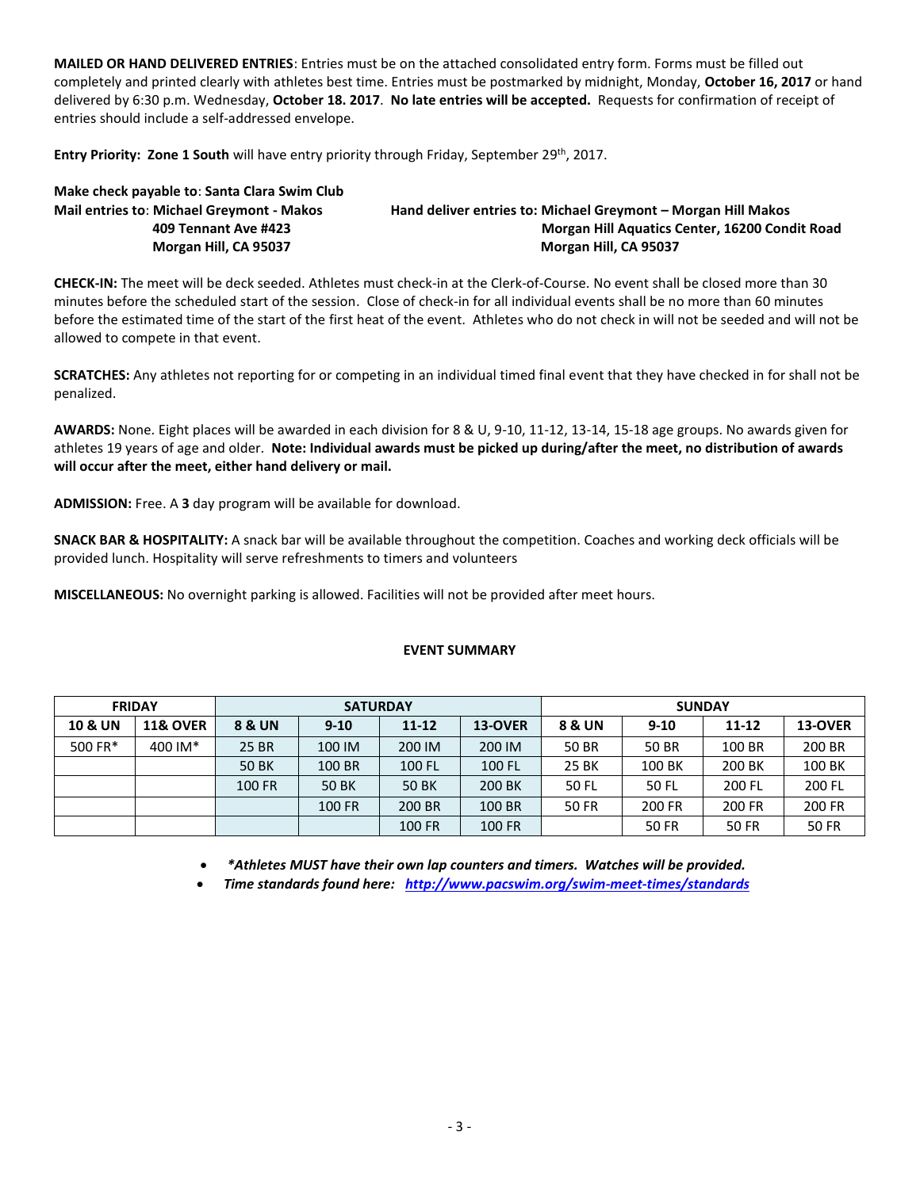**MAILED OR HAND DELIVERED ENTRIES**: Entries must be on the attached consolidated entry form. Forms must be filled out completely and printed clearly with athletes best time. Entries must be postmarked by midnight, Monday, **October 16, 2017** or hand delivered by 6:30 p.m. Wednesday, **October 18. 2017**. **No late entries will be accepted.** Requests for confirmation of receipt of entries should include a self-addressed envelope.

**Entry Priority: Zone 1 South** will have entry priority through Friday, September 29th, 2017.

**Make check payable to**: **Santa Clara Swim Club**

**Mail entries to**: **Michael Greymont - Makos**
**409 Tennant Ave #423**
**Morgan Hill, CA 95037**

**Hand deliver entries to: Michael Greymont – Morgan Hill Makos**
**Morgan Hill Aquatics Center, 16200 Condit Road**
**Morgan Hill, CA 95037**

**CHECK-IN:** The meet will be deck seeded. Athletes must check-in at the Clerk-of-Course. No event shall be closed more than 30 minutes before the scheduled start of the session. Close of check-in for all individual events shall be no more than 60 minutes before the estimated time of the start of the first heat of the event. Athletes who do not check in will not be seeded and will not be allowed to compete in that event.

**SCRATCHES:** Any athletes not reporting for or competing in an individual timed final event that they have checked in for shall not be penalized.

**AWARDS:** None. Eight places will be awarded in each division for 8 & U, 9-10, 11-12, 13-14, 15-18 age groups. No awards given for athletes 19 years of age and older. **Note: Individual awards must be picked up during/after the meet, no distribution of awards will occur after the meet, either hand delivery or mail.**

**ADMISSION:** Free. A **3** day program will be available for download.

**SNACK BAR & HOSPITALITY:** A snack bar will be available throughout the competition. Coaches and working deck officials will be provided lunch. Hospitality will serve refreshments to timers and volunteers

**MISCELLANEOUS:** No overnight parking is allowed. Facilities will not be provided after meet hours.

**EVENT SUMMARY**

| FRIDAY | | SATURDAY | | | | SUNDAY | | | |
|---|---|---|---|---|---|---|---|---|---|
| **10 & UN** | **11& OVER** | **8 & UN** | **9-10** | **11-12** | **13-OVER** | **8 & UN** | **9-10** | **11-12** | **13-OVER** |
| 500 FR* | 400 IM* | 25 BR | 100 IM | 200 IM | 200 IM | 50 BR | 50 BR | 100 BR | 200 BR |
| | | 50 BK | 100 BR | 100 FL | 100 FL | 25 BK | 100 BK | 200 BK | 100 BK |
| | | 100 FR | 50 BK | 50 BK | 200 BK | 50 FL | 50 FL | 200 FL | 200 FL |
| | | | 100 FR | 200 BR | 100 BR | 50 FR | 200 FR | 200 FR | 200 FR |
| | | | | 100 FR | 100 FR | | 50 FR | 50 FR | 50 FR |

- *\*Athletes MUST have their own lap counters and timers. Watches will be provided.*
- *Time standards found here: http://www.pacswim.org/swim-meet-times/standards*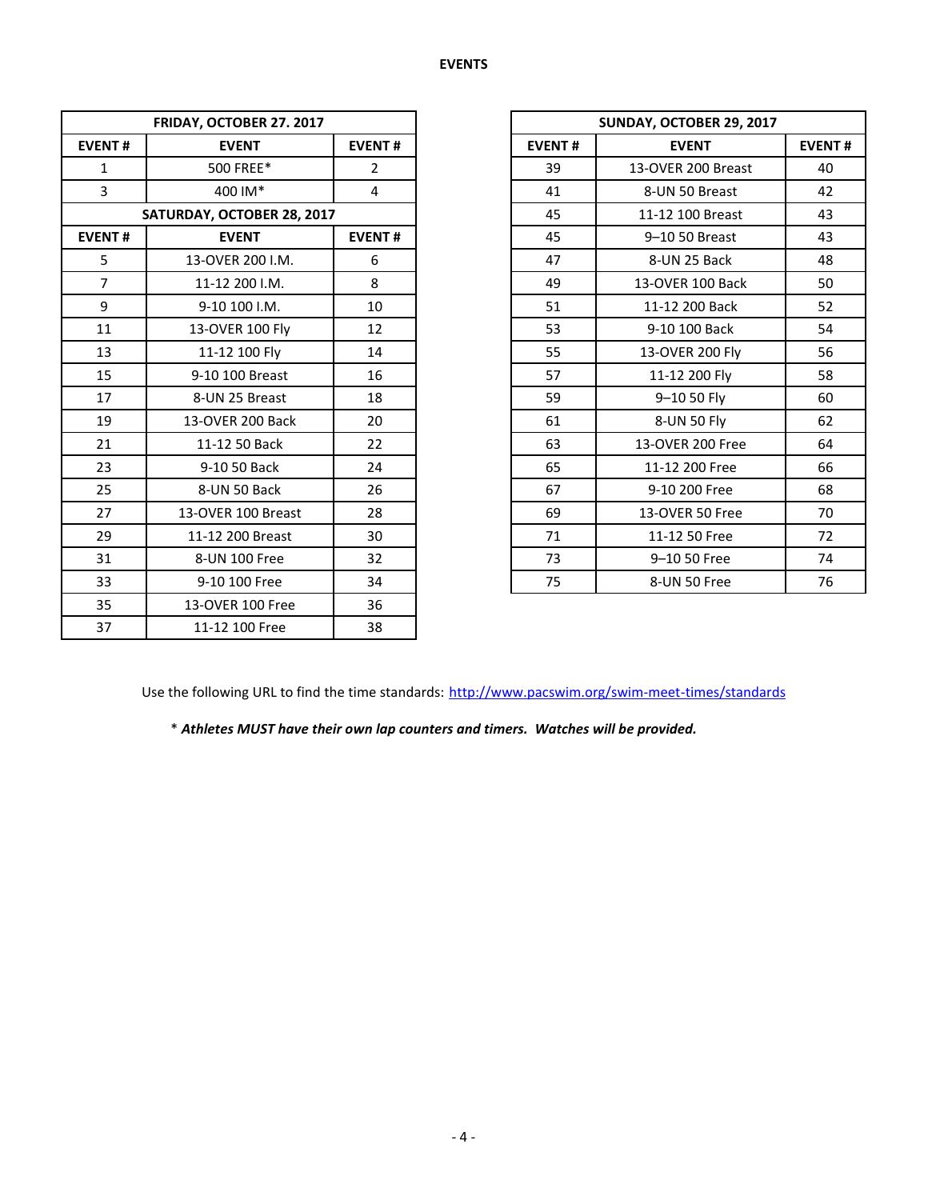**EVENTS**

| FRIDAY, OCTOBER 27. 2017 | | |
|---|---|---|
| **EVENT #** | **EVENT** | **EVENT #** |
| 1 | 500 FREE* | 2 |
| 3 | 400 IM* | 4 |
| **SATURDAY, OCTOBER 28, 2017** | | |
| **EVENT #** | **EVENT** | **EVENT #** |
| 5 | 13-OVER 200 I.M. | 6 |
| 7 | 11-12 200 I.M. | 8 |
| 9 | 9-10 100 I.M. | 10 |
| 11 | 13-OVER 100 Fly | 12 |
| 13 | 11-12 100 Fly | 14 |
| 15 | 9-10 100 Breast | 16 |
| 17 | 8-UN 25 Breast | 18 |
| 19 | 13-OVER 200 Back | 20 |
| 21 | 11-12 50 Back | 22 |
| 23 | 9-10 50 Back | 24 |
| 25 | 8-UN 50 Back | 26 |
| 27 | 13-OVER 100 Breast | 28 |
| 29 | 11-12 200 Breast | 30 |
| 31 | 8-UN 100 Free | 32 |
| 33 | 9-10 100 Free | 34 |
| 35 | 13-OVER 100 Free | 36 |
| 37 | 11-12 100 Free | 38 |

| SUNDAY, OCTOBER 29, 2017 | | |
|---|---|---|
| **EVENT #** | **EVENT** | **EVENT #** |
| 39 | 13-OVER 200 Breast | 40 |
| 41 | 8-UN 50 Breast | 42 |
| 45 | 11-12 100 Breast | 43 |
| 45 | 9–10 50 Breast | 43 |
| 47 | 8-UN 25 Back | 48 |
| 49 | 13-OVER 100 Back | 50 |
| 51 | 11-12 200 Back | 52 |
| 53 | 9-10 100 Back | 54 |
| 55 | 13-OVER 200 Fly | 56 |
| 57 | 11-12 200 Fly | 58 |
| 59 | 9–10 50 Fly | 60 |
| 61 | 8-UN 50 Fly | 62 |
| 63 | 13-OVER 200 Free | 64 |
| 65 | 11-12 200 Free | 66 |
| 67 | 9-10 200 Free | 68 |
| 69 | 13-OVER 50 Free | 70 |
| 71 | 11-12 50 Free | 72 |
| 73 | 9–10 50 Free | 74 |
| 75 | 8-UN 50 Free | 76 |

Use the following URL to find the time standards: http://www.pacswim.org/swim-meet-times/standards

\* ***Athletes MUST have their own lap counters and timers. Watches will be provided.***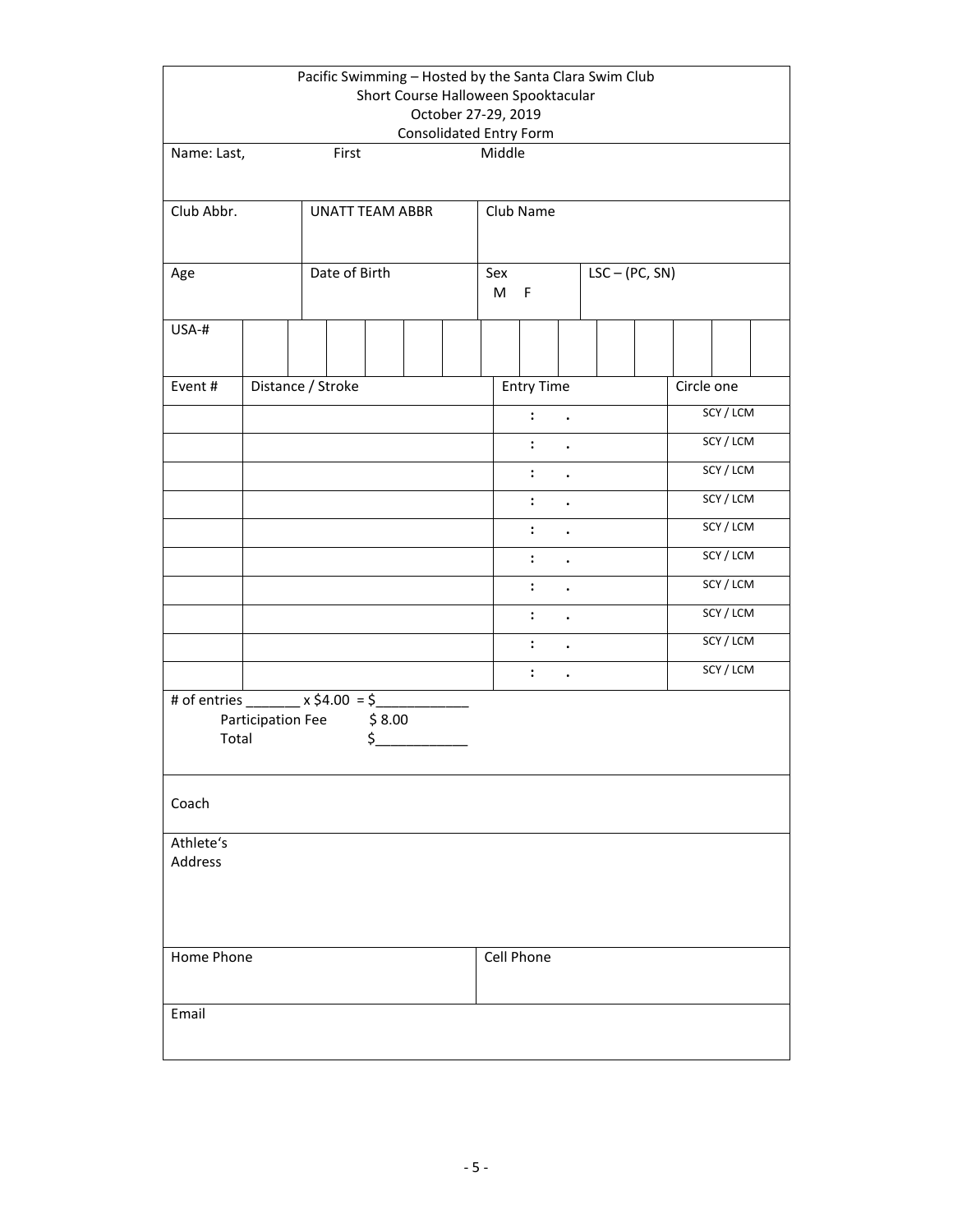Pacific Swimming – Hosted by the Santa Clara Swim Club
Short Course Halloween Spooktacular
October 27-29, 2019
Consolidated Entry Form

| Name: Last, | First | Middle |
|---|---|---|
| | | |

| Club Abbr. | UNATT TEAM ABBR | Club Name |
|---|---|---|
| | | |

| Age | Date of Birth | Sex M F | LSC – (PC, SN) |
|---|---|---|---|
| | | | |

| USA-# | | | | | | | | | | | | | | |
|---|---|---|---|---|---|---|---|---|---|---|---|---|---|---|

| Event # | Distance / Stroke | Entry Time | Circle one |
|---|---|---|---|
| | | : . | SCY / LCM |
| | | : . | SCY / LCM |
| | | : . | SCY / LCM |
| | | : . | SCY / LCM |
| | | : . | SCY / LCM |
| | | : . | SCY / LCM |
| | | : . | SCY / LCM |
| | | : . | SCY / LCM |
| | | : . | SCY / LCM |
| | | : . | SCY / LCM |

# of entries _______ x $4.00 = $____________
Participation Fee $ 8.00
Total $____________

Coach

Athlete's Address

| Home Phone | Cell Phone |
|---|---|
| | |

Email